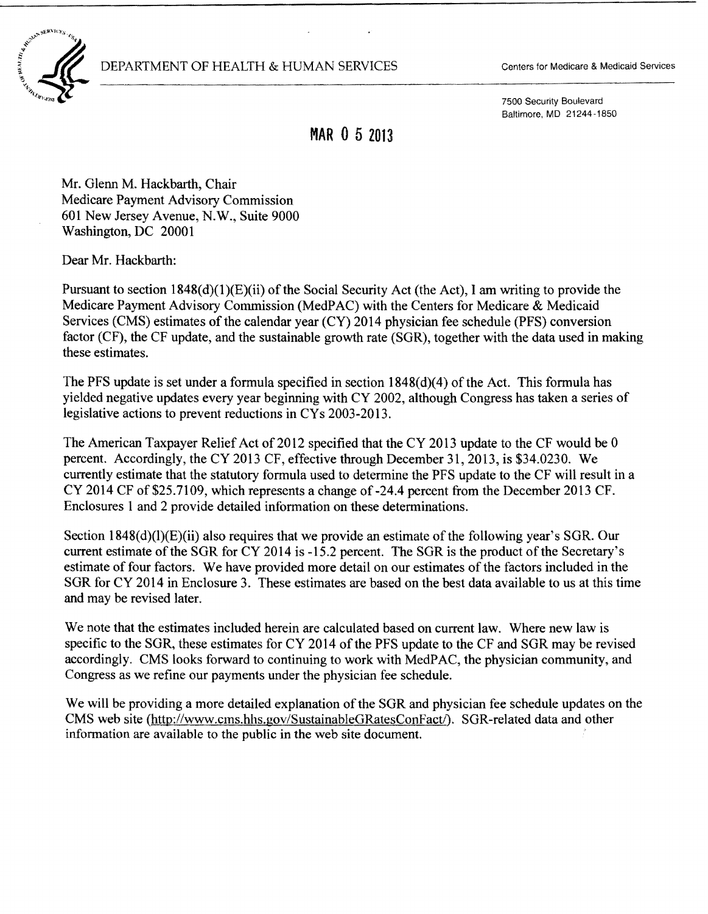DEPARTMENT OF HEALTH & HUMAN SERVICES

Centers for Medicare & Medicaid Services

7500 Security Boulevard
Baltimore, MD 21244-1850

MAR 0 5 2013

Mr. Glenn M. Hackbarth, Chair
Medicare Payment Advisory Commission
601 New Jersey Avenue, N.W., Suite 9000
Washington, DC 20001

Dear Mr. Hackbarth:

Pursuant to section 1848(d)(1)(E)(ii) of the Social Security Act (the Act), I am writing to provide the Medicare Payment Advisory Commission (MedPAC) with the Centers for Medicare & Medicaid Services (CMS) estimates of the calendar year (CY) 2014 physician fee schedule (PFS) conversion factor (CF), the CF update, and the sustainable growth rate (SGR), together with the data used in making these estimates.

The PFS update is set under a formula specified in section 1848(d)(4) of the Act. This formula has yielded negative updates every year beginning with CY 2002, although Congress has taken a series of legislative actions to prevent reductions in CYs 2003-2013.

The American Taxpayer Relief Act of 2012 specified that the CY 2013 update to the CF would be 0 percent. Accordingly, the CY 2013 CF, effective through December 31, 2013, is $34.0230. We currently estimate that the statutory formula used to determine the PFS update to the CF will result in a CY 2014 CF of $25.7109, which represents a change of -24.4 percent from the December 2013 CF. Enclosures 1 and 2 provide detailed information on these determinations.

Section 1848(d)(l)(E)(ii) also requires that we provide an estimate of the following year's SGR. Our current estimate of the SGR for CY 2014 is -15.2 percent. The SGR is the product of the Secretary's estimate of four factors. We have provided more detail on our estimates of the factors included in the SGR for CY 2014 in Enclosure 3. These estimates are based on the best data available to us at this time and may be revised later.

We note that the estimates included herein are calculated based on current law. Where new law is specific to the SGR, these estimates for CY 2014 of the PFS update to the CF and SGR may be revised accordingly. CMS looks forward to continuing to work with MedPAC, the physician community, and Congress as we refine our payments under the physician fee schedule.

We will be providing a more detailed explanation of the SGR and physician fee schedule updates on the CMS web site (http://www.cms.hhs.gov/SustainableGRatesConFact/). SGR-related data and other information are available to the public in the web site document.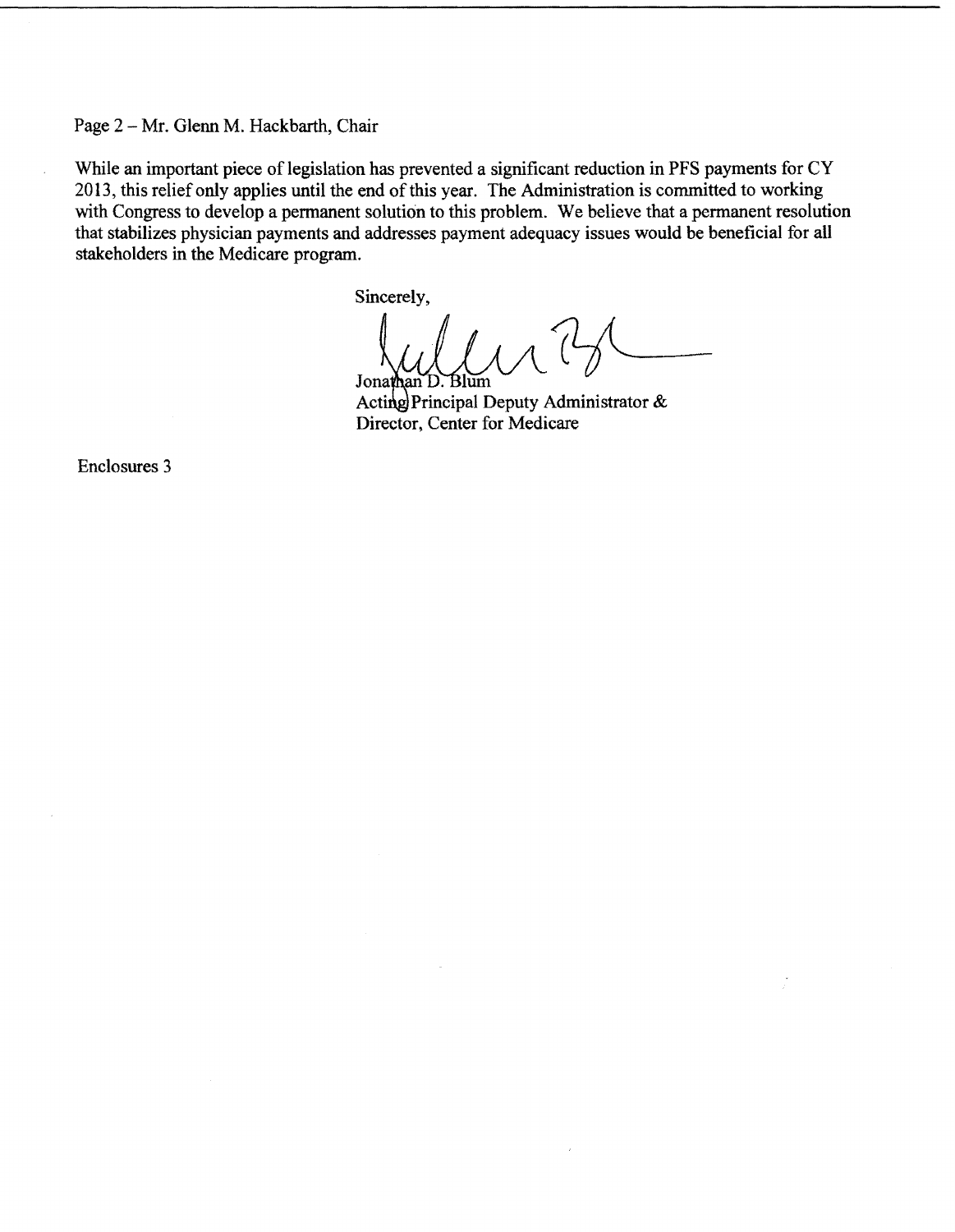Page 2 – Mr. Glenn M. Hackbarth, Chair

While an important piece of legislation has prevented a significant reduction in PFS payments for CY 2013, this relief only applies until the end of this year. The Administration is committed to working with Congress to develop a permanent solution to this problem. We believe that a permanent resolution that stabilizes physician payments and addresses payment adequacy issues would be beneficial for all stakeholders in the Medicare program.

Sincerely,

Jonathan D. Blum
Acting Principal Deputy Administrator &
Director, Center for Medicare

Enclosures 3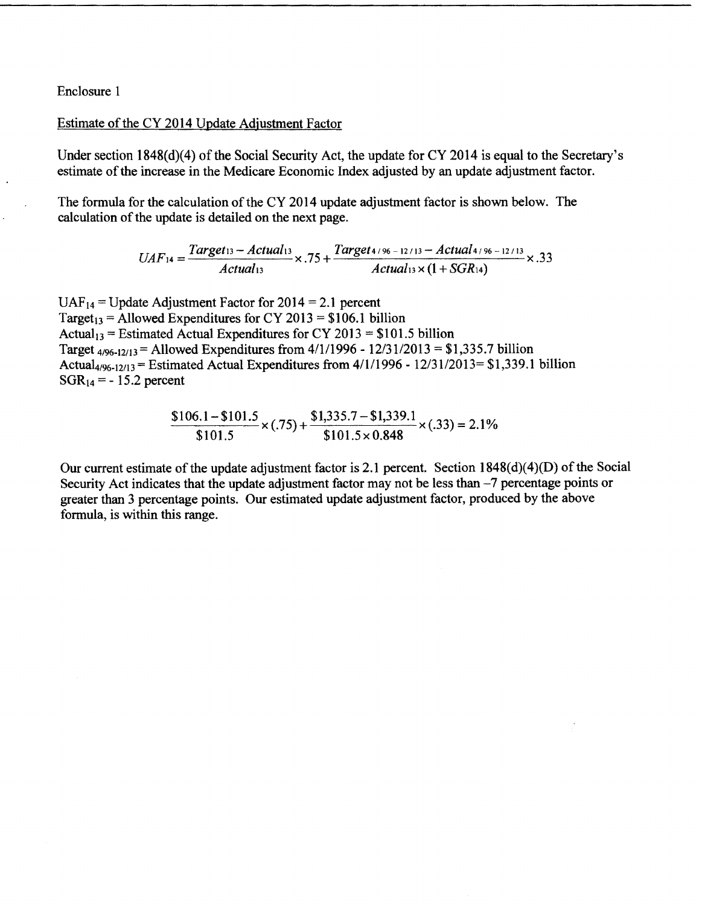Enclosure 1

## Estimate of the CY 2014 Update Adjustment Factor

Under section 1848(d)(4) of the Social Security Act, the update for CY 2014 is equal to the Secretary's estimate of the increase in the Medicare Economic Index adjusted by an update adjustment factor.

The formula for the calculation of the CY 2014 update adjustment factor is shown below. The calculation of the update is detailed on the next page.

$$UAF_{14} = \frac{Target_{13} - Actual_{13}}{Actual_{13}} \times .75 + \frac{Target_{4/96-12/13} - Actual_{4/96-12/13}}{Actual_{13} \times (1 + SGR_{14})} \times .33$$

$UAF_{14}$ = Update Adjustment Factor for 2014 = 2.1 percent
$Target_{13}$ = Allowed Expenditures for CY 2013 = \$106.1 billion
$Actual_{13}$ = Estimated Actual Expenditures for CY 2013 = \$101.5 billion
$Target_{4/96-12/13}$ = Allowed Expenditures from 4/1/1996 - 12/31/2013 = \$1,335.7 billion
$Actual_{4/96-12/13}$ = Estimated Actual Expenditures from 4/1/1996 - 12/31/2013= \$1,339.1 billion
$SGR_{14}$ = - 15.2 percent

$$\frac{\$106.1 - \$101.5}{\$101.5} \times (.75) + \frac{\$1{,}335.7 - \$1{,}339.1}{\$101.5 \times 0.848} \times (.33) = 2.1\%$$

Our current estimate of the update adjustment factor is 2.1 percent. Section 1848(d)(4)(D) of the Social Security Act indicates that the update adjustment factor may not be less than –7 percentage points or greater than 3 percentage points. Our estimated update adjustment factor, produced by the above formula, is within this range.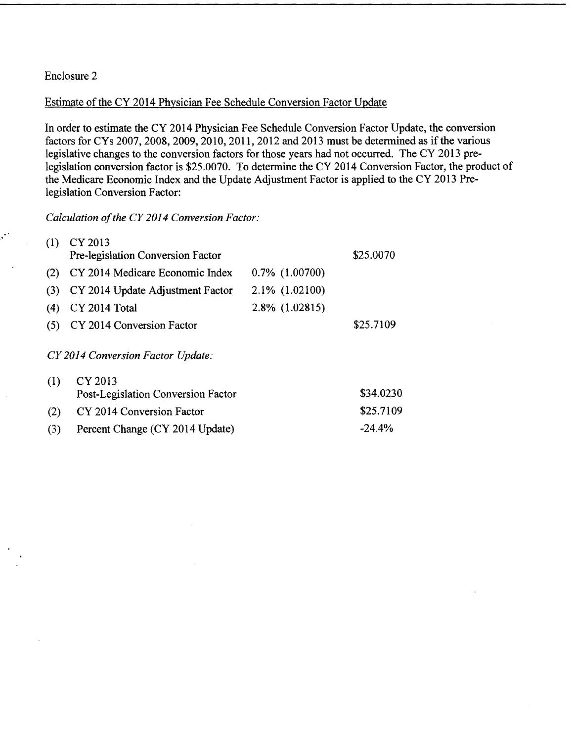Enclosure 2

Estimate of the CY 2014 Physician Fee Schedule Conversion Factor Update

In order to estimate the CY 2014 Physician Fee Schedule Conversion Factor Update, the conversion factors for CYs 2007, 2008, 2009, 2010, 2011, 2012 and 2013 must be determined as if the various legislative changes to the conversion factors for those years had not occurred. The CY 2013 pre-legislation conversion factor is $25.0070. To determine the CY 2014 Conversion Factor, the product of the Medicare Economic Index and the Update Adjustment Factor is applied to the CY 2013 Pre-legislation Conversion Factor:

*Calculation of the CY 2014 Conversion Factor:*

| | | | |
|---|---|---|---|
| (1) | CY 2013 Pre-legislation Conversion Factor | | $25.0070 |
| (2) | CY 2014 Medicare Economic Index | 0.7% (1.00700) | |
| (3) | CY 2014 Update Adjustment Factor | 2.1% (1.02100) | |
| (4) | CY 2014 Total | 2.8% (1.02815) | |
| (5) | CY 2014 Conversion Factor | | $25.7109 |

*CY 2014 Conversion Factor Update:*

| | | |
|---|---|---|
| (1) | CY 2013 Post-Legislation Conversion Factor | $34.0230 |
| (2) | CY 2014 Conversion Factor | $25.7109 |
| (3) | Percent Change (CY 2014 Update) | -24.4% |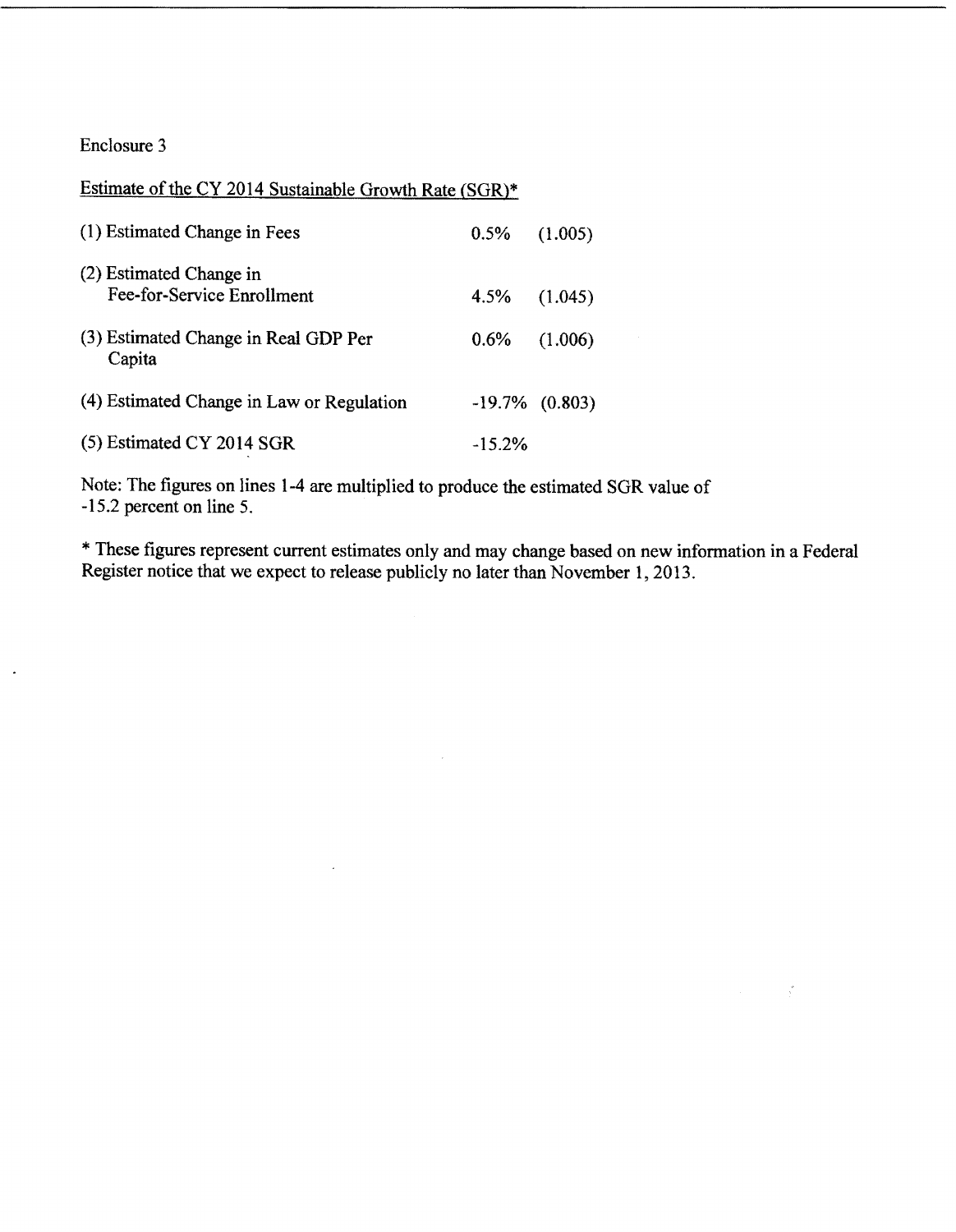Enclosure 3

Estimate of the CY 2014 Sustainable Growth Rate (SGR)*

| | | |
|---|---|---|
| (1) Estimated Change in Fees | 0.5% | (1.005) |
| (2) Estimated Change in Fee-for-Service Enrollment | 4.5% | (1.045) |
| (3) Estimated Change in Real GDP Per Capita | 0.6% | (1.006) |
| (4) Estimated Change in Law or Regulation | -19.7% | (0.803) |
| (5) Estimated CY 2014 SGR | -15.2% | |

Note: The figures on lines 1-4 are multiplied to produce the estimated SGR value of -15.2 percent on line 5.

* These figures represent current estimates only and may change based on new information in a Federal Register notice that we expect to release publicly no later than November 1, 2013.